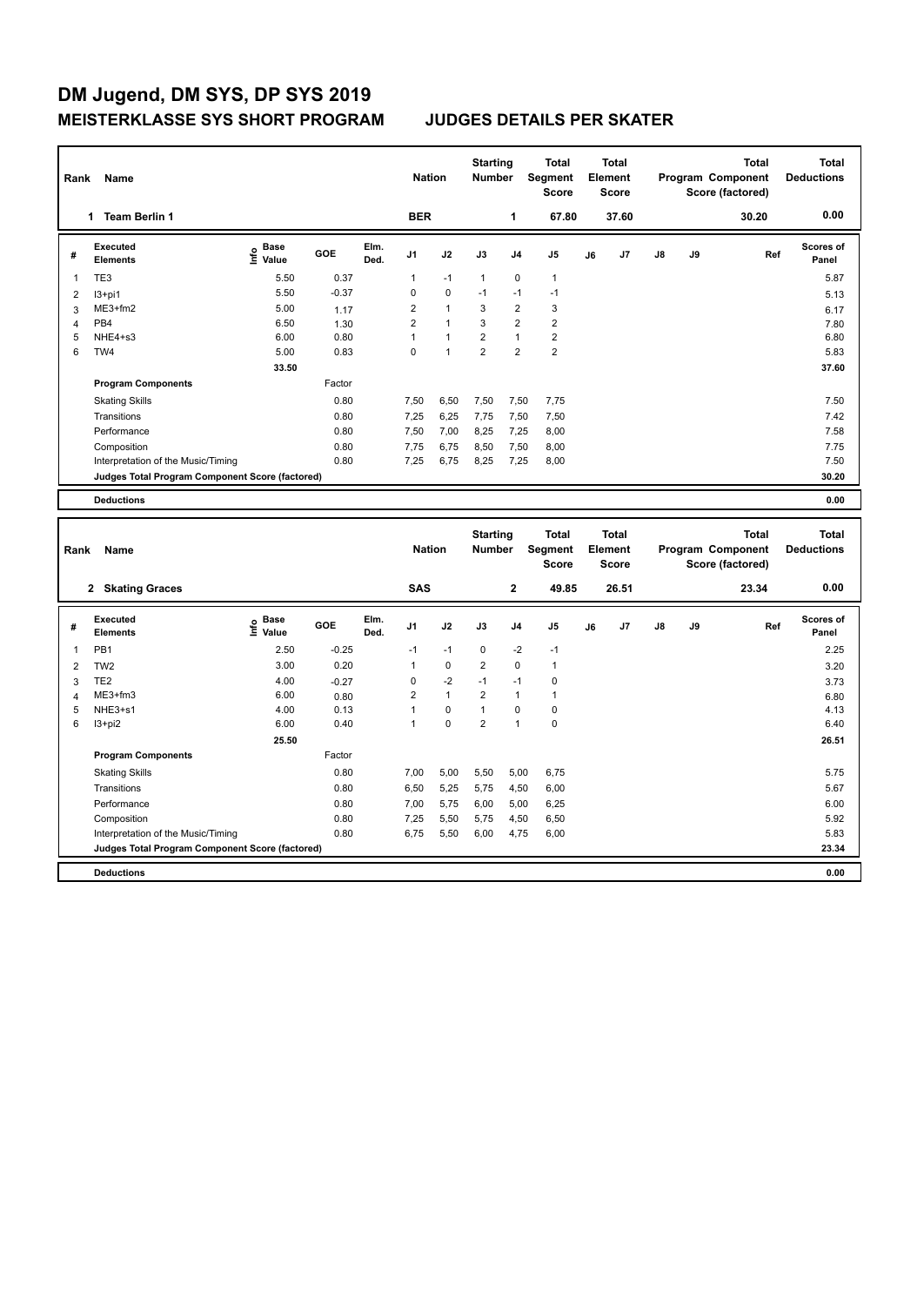# DM Jugend, DM SYS, DP SYS 2019

## MEISTERKLASSE SYS SHORT PROGRAM — JUDGES DETAILS PER SKATER

| Rank | Name | Nation | Starting Number | Total Segment Score | Total Element Score | Total Program Component Score (factored) | Total Deductions |
|---|---|---|---|---|---|---|---|
| 1 | Team Berlin 1 | BER | 1 | 67.80 | 37.60 | 30.20 | 0.00 |

| # | Executed Elements | Info | Base Value | GOE | Elm. Ded. | J1 | J2 | J3 | J4 | J5 | J6 | J7 | J8 | J9 | Ref | Scores of Panel |
|---|---|---|---|---|---|---|---|---|---|---|---|---|---|---|---|---|
| 1 | TE3 | | 5.50 | 0.37 | | 1 | -1 | 1 | 0 | 1 | | | | | | 5.87 |
| 2 | I3+pi1 | | 5.50 | -0.37 | | 0 | 0 | -1 | -1 | -1 | | | | | | 5.13 |
| 3 | ME3+fm2 | | 5.00 | 1.17 | | 2 | 1 | 3 | 2 | 3 | | | | | | 6.17 |
| 4 | PB4 | | 6.50 | 1.30 | | 2 | 1 | 3 | 2 | 2 | | | | | | 7.80 |
| 5 | NHE4+s3 | | 6.00 | 0.80 | | 1 | 1 | 2 | 1 | 2 | | | | | | 6.80 |
| 6 | TW4 | | 5.00 | 0.83 | | 0 | 1 | 2 | 2 | 2 | | | | | | 5.83 |
| | | | 33.50 | | | | | | | | | | | | | 37.60 |

| Program Components | Factor | J1 | J2 | J3 | J4 | J5 | J6 | J7 | J8 | J9 | | Scores of Panel |
|---|---|---|---|---|---|---|---|---|---|---|---|---|
| Skating Skills | 0.80 | 7,50 | 6,50 | 7,50 | 7,50 | 7,75 | | | | | | 7.50 |
| Transitions | 0.80 | 7,25 | 6,25 | 7,75 | 7,50 | 7,50 | | | | | | 7.42 |
| Performance | 0.80 | 7,50 | 7,00 | 8,25 | 7,25 | 8,00 | | | | | | 7.58 |
| Composition | 0.80 | 7,75 | 6,75 | 8,50 | 7,50 | 8,00 | | | | | | 7.75 |
| Interpretation of the Music/Timing | 0.80 | 7,25 | 6,75 | 8,25 | 7,25 | 8,00 | | | | | | 7.50 |
| Judges Total Program Component Score (factored) | | | | | | | | | | | | 30.20 |

| Deductions | 0.00 |
|---|---|

| Rank | Name | Nation | Starting Number | Total Segment Score | Total Element Score | Total Program Component Score (factored) | Total Deductions |
|---|---|---|---|---|---|---|---|
| 2 | Skating Graces | SAS | 2 | 49.85 | 26.51 | 23.34 | 0.00 |

| # | Executed Elements | Info | Base Value | GOE | Elm. Ded. | J1 | J2 | J3 | J4 | J5 | J6 | J7 | J8 | J9 | Ref | Scores of Panel |
|---|---|---|---|---|---|---|---|---|---|---|---|---|---|---|---|---|
| 1 | PB1 | | 2.50 | -0.25 | | -1 | -1 | 0 | -2 | -1 | | | | | | 2.25 |
| 2 | TW2 | | 3.00 | 0.20 | | 1 | 0 | 2 | 0 | 1 | | | | | | 3.20 |
| 3 | TE2 | | 4.00 | -0.27 | | 0 | -2 | -1 | -1 | 0 | | | | | | 3.73 |
| 4 | ME3+fm3 | | 6.00 | 0.80 | | 2 | 1 | 2 | 1 | 1 | | | | | | 6.80 |
| 5 | NHE3+s1 | | 4.00 | 0.13 | | 1 | 0 | 1 | 0 | 0 | | | | | | 4.13 |
| 6 | I3+pi2 | | 6.00 | 0.40 | | 1 | 0 | 2 | 1 | 0 | | | | | | 6.40 |
| | | | 25.50 | | | | | | | | | | | | | 26.51 |

| Program Components | Factor | J1 | J2 | J3 | J4 | J5 | J6 | J7 | J8 | J9 | | Scores of Panel |
|---|---|---|---|---|---|---|---|---|---|---|---|---|
| Skating Skills | 0.80 | 7,00 | 5,00 | 5,50 | 5,00 | 6,75 | | | | | | 5.75 |
| Transitions | 0.80 | 6,50 | 5,25 | 5,75 | 4,50 | 6,00 | | | | | | 5.67 |
| Performance | 0.80 | 7,00 | 5,75 | 6,00 | 5,00 | 6,25 | | | | | | 6.00 |
| Composition | 0.80 | 7,25 | 5,50 | 5,75 | 4,50 | 6,50 | | | | | | 5.92 |
| Interpretation of the Music/Timing | 0.80 | 6,75 | 5,50 | 6,00 | 4,75 | 6,00 | | | | | | 5.83 |
| Judges Total Program Component Score (factored) | | | | | | | | | | | | 23.34 |

| Deductions | 0.00 |
|---|---|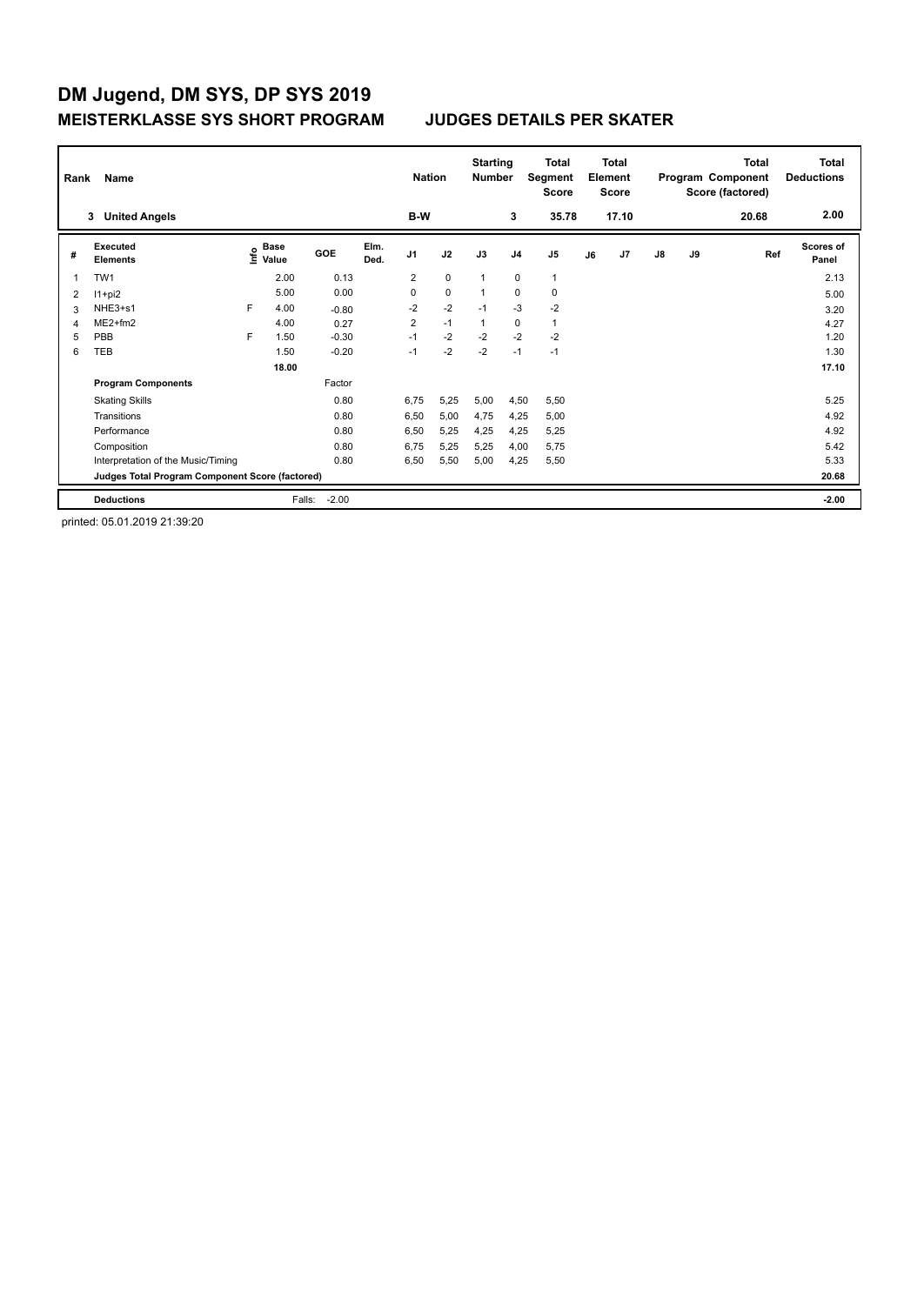# DM Jugend, DM SYS, DP SYS 2019

## MEISTERKLASSE SYS SHORT PROGRAM JUDGES DETAILS PER SKATER

| Rank | Name | Nation | Starting Number | Total Segment Score | Total Element Score | Total Program Component Score (factored) | Total Deductions |
|---|---|---|---|---|---|---|---|
| 3 | United Angels | B-W | 3 | 35.78 | 17.10 | 20.68 | 2.00 |

| # | Executed Elements | Info | Base Value | GOE | Elm. Ded. | J1 | J2 | J3 | J4 | J5 | J6 | J7 | J8 | J9 | Ref | Scores of Panel |
|---|---|---|---|---|---|---|---|---|---|---|---|---|---|---|---|---|
| 1 | TW1 | | 2.00 | 0.13 | | 2 | 0 | 1 | 0 | 1 | | | | | | 2.13 |
| 2 | I1+pi2 | | 5.00 | 0.00 | | 0 | 0 | 1 | 0 | 0 | | | | | | 5.00 |
| 3 | NHE3+s1 | F | 4.00 | -0.80 | | -2 | -2 | -1 | -3 | -2 | | | | | | 3.20 |
| 4 | ME2+fm2 | | 4.00 | 0.27 | | 2 | -1 | 1 | 0 | 1 | | | | | | 4.27 |
| 5 | PBB | F | 1.50 | -0.30 | | -1 | -2 | -2 | -2 | -2 | | | | | | 1.20 |
| 6 | TEB | | 1.50 | -0.20 | | -1 | -2 | -2 | -1 | -1 | | | | | | 1.30 |
| | | | 18.00 | | | | | | | | | | | | | 17.10 |
| | **Program Components** | | | Factor | | | | | | | | | | | | |
| | Skating Skills | | | 0.80 | | 6,75 | 5,25 | 5,00 | 4,50 | 5,50 | | | | | | 5.25 |
| | Transitions | | | 0.80 | | 6,50 | 5,00 | 4,75 | 4,25 | 5,00 | | | | | | 4.92 |
| | Performance | | | 0.80 | | 6,50 | 5,25 | 4,25 | 4,25 | 5,25 | | | | | | 4.92 |
| | Composition | | | 0.80 | | 6,75 | 5,25 | 5,25 | 4,00 | 5,75 | | | | | | 5.42 |
| | Interpretation of the Music/Timing | | | 0.80 | | 6,50 | 5,50 | 5,00 | 4,25 | 5,50 | | | | | | 5.33 |
| | **Judges Total Program Component Score (factored)** | | | | | | | | | | | | | | | 20.68 |
| | **Deductions** | | Falls: | -2.00 | | | | | | | | | | | | -2.00 |

printed: 05.01.2019 21:39:20